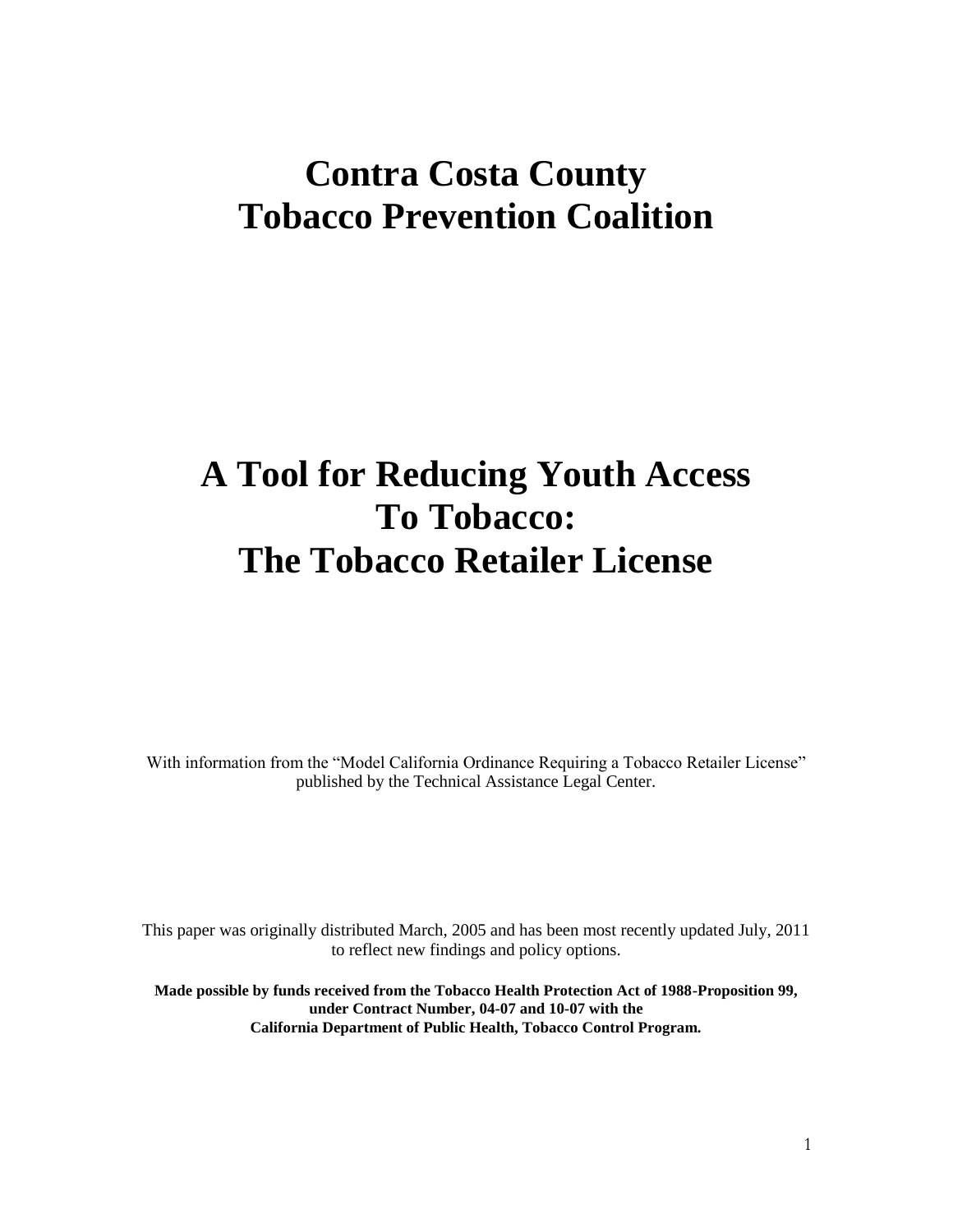# Contra Costa County Tobacco Prevention Coalition

# A Tool for Reducing Youth Access To Tobacco: The Tobacco Retailer License

With information from the "Model California Ordinance Requiring a Tobacco Retailer License" published by the Technical Assistance Legal Center.

This paper was originally distributed March, 2005 and has been most recently updated July, 2011 to reflect new findings and policy options.

**Made possible by funds received from the Tobacco Health Protection Act of 1988-Proposition 99, under Contract Number, 04-07 and 10-07 with the California Department of Public Health, Tobacco Control Program.**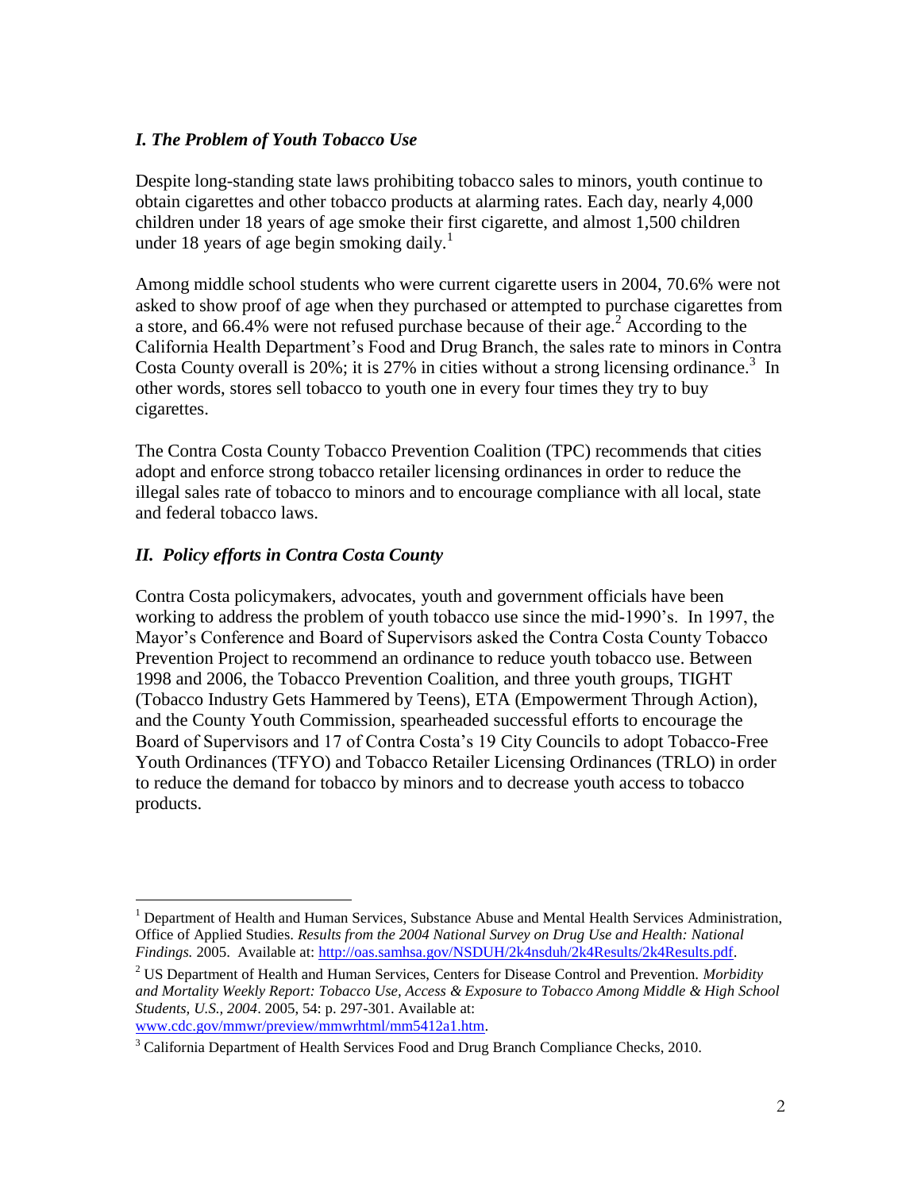## *I. The Problem of Youth Tobacco Use*

Despite long-standing state laws prohibiting tobacco sales to minors, youth continue to obtain cigarettes and other tobacco products at alarming rates. Each day, nearly 4,000 children under 18 years of age smoke their first cigarette, and almost 1,500 children under 18 years of age begin smoking daily.[1]

Among middle school students who were current cigarette users in 2004, 70.6% were not asked to show proof of age when they purchased or attempted to purchase cigarettes from a store, and 66.4% were not refused purchase because of their age.[2] According to the California Health Department's Food and Drug Branch, the sales rate to minors in Contra Costa County overall is 20%; it is 27% in cities without a strong licensing ordinance.[3] In other words, stores sell tobacco to youth one in every four times they try to buy cigarettes.

The Contra Costa County Tobacco Prevention Coalition (TPC) recommends that cities adopt and enforce strong tobacco retailer licensing ordinances in order to reduce the illegal sales rate of tobacco to minors and to encourage compliance with all local, state and federal tobacco laws.

## *II. Policy efforts in Contra Costa County*

Contra Costa policymakers, advocates, youth and government officials have been working to address the problem of youth tobacco use since the mid-1990's. In 1997, the Mayor's Conference and Board of Supervisors asked the Contra Costa County Tobacco Prevention Project to recommend an ordinance to reduce youth tobacco use. Between 1998 and 2006, the Tobacco Prevention Coalition, and three youth groups, TIGHT (Tobacco Industry Gets Hammered by Teens), ETA (Empowerment Through Action), and the County Youth Commission, spearheaded successful efforts to encourage the Board of Supervisors and 17 of Contra Costa's 19 City Councils to adopt Tobacco-Free Youth Ordinances (TFYO) and Tobacco Retailer Licensing Ordinances (TRLO) in order to reduce the demand for tobacco by minors and to decrease youth access to tobacco products.

---

[1] Department of Health and Human Services, Substance Abuse and Mental Health Services Administration, Office of Applied Studies. *Results from the 2004 National Survey on Drug Use and Health: National Findings.* 2005. Available at: http://oas.samhsa.gov/NSDUH/2k4nsduh/2k4Results/2k4Results.pdf.

[2] US Department of Health and Human Services, Centers for Disease Control and Prevention. *Morbidity and Mortality Weekly Report: Tobacco Use, Access & Exposure to Tobacco Among Middle & High School Students, U.S., 2004*. 2005, 54: p. 297-301. Available at: www.cdc.gov/mmwr/preview/mmwrhtml/mm5412a1.htm.

[3] California Department of Health Services Food and Drug Branch Compliance Checks, 2010.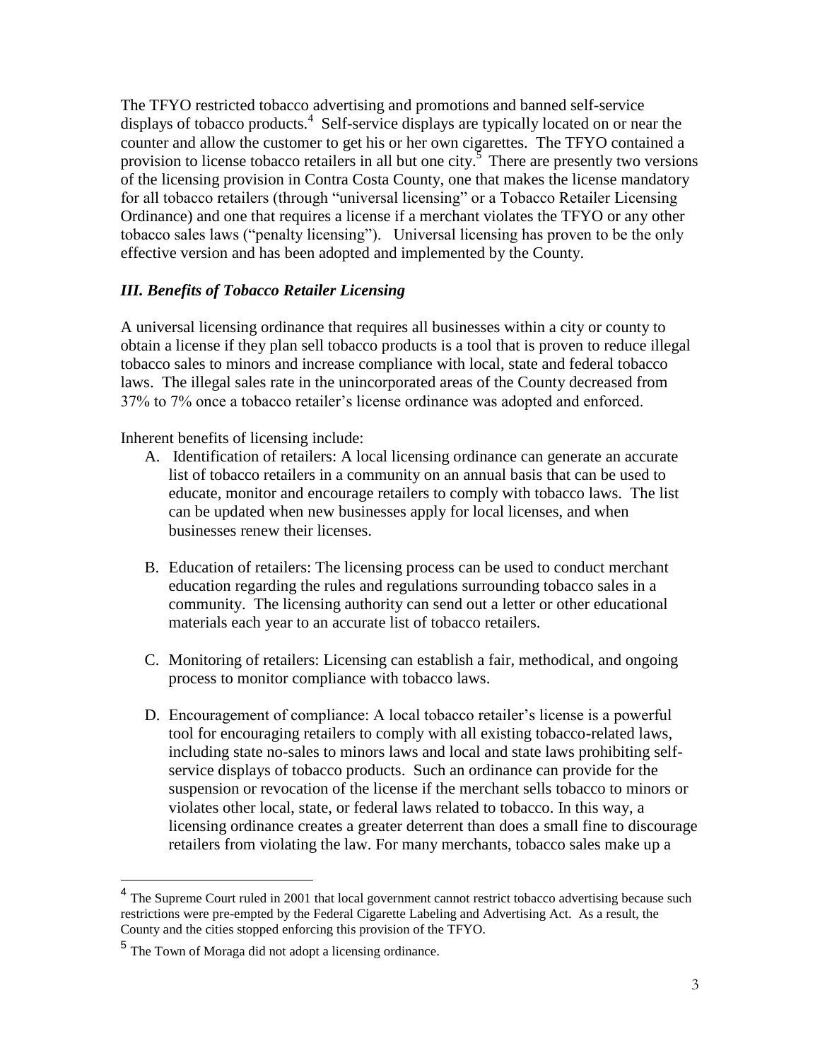The TFYO restricted tobacco advertising and promotions and banned self-service displays of tobacco products.[4] Self-service displays are typically located on or near the counter and allow the customer to get his or her own cigarettes. The TFYO contained a provision to license tobacco retailers in all but one city.[5] There are presently two versions of the licensing provision in Contra Costa County, one that makes the license mandatory for all tobacco retailers (through "universal licensing" or a Tobacco Retailer Licensing Ordinance) and one that requires a license if a merchant violates the TFYO or any other tobacco sales laws ("penalty licensing"). Universal licensing has proven to be the only effective version and has been adopted and implemented by the County.

### *III. Benefits of Tobacco Retailer Licensing*

A universal licensing ordinance that requires all businesses within a city or county to obtain a license if they plan sell tobacco products is a tool that is proven to reduce illegal tobacco sales to minors and increase compliance with local, state and federal tobacco laws. The illegal sales rate in the unincorporated areas of the County decreased from 37% to 7% once a tobacco retailer's license ordinance was adopted and enforced.

Inherent benefits of licensing include:

A. Identification of retailers: A local licensing ordinance can generate an accurate list of tobacco retailers in a community on an annual basis that can be used to educate, monitor and encourage retailers to comply with tobacco laws. The list can be updated when new businesses apply for local licenses, and when businesses renew their licenses.

B. Education of retailers: The licensing process can be used to conduct merchant education regarding the rules and regulations surrounding tobacco sales in a community. The licensing authority can send out a letter or other educational materials each year to an accurate list of tobacco retailers.

C. Monitoring of retailers: Licensing can establish a fair, methodical, and ongoing process to monitor compliance with tobacco laws.

D. Encouragement of compliance: A local tobacco retailer's license is a powerful tool for encouraging retailers to comply with all existing tobacco-related laws, including state no-sales to minors laws and local and state laws prohibiting self-service displays of tobacco products. Such an ordinance can provide for the suspension or revocation of the license if the merchant sells tobacco to minors or violates other local, state, or federal laws related to tobacco. In this way, a licensing ordinance creates a greater deterrent than does a small fine to discourage retailers from violating the law. For many merchants, tobacco sales make up a

---

[4] The Supreme Court ruled in 2001 that local government cannot restrict tobacco advertising because such restrictions were pre-empted by the Federal Cigarette Labeling and Advertising Act. As a result, the County and the cities stopped enforcing this provision of the TFYO.

[5] The Town of Moraga did not adopt a licensing ordinance.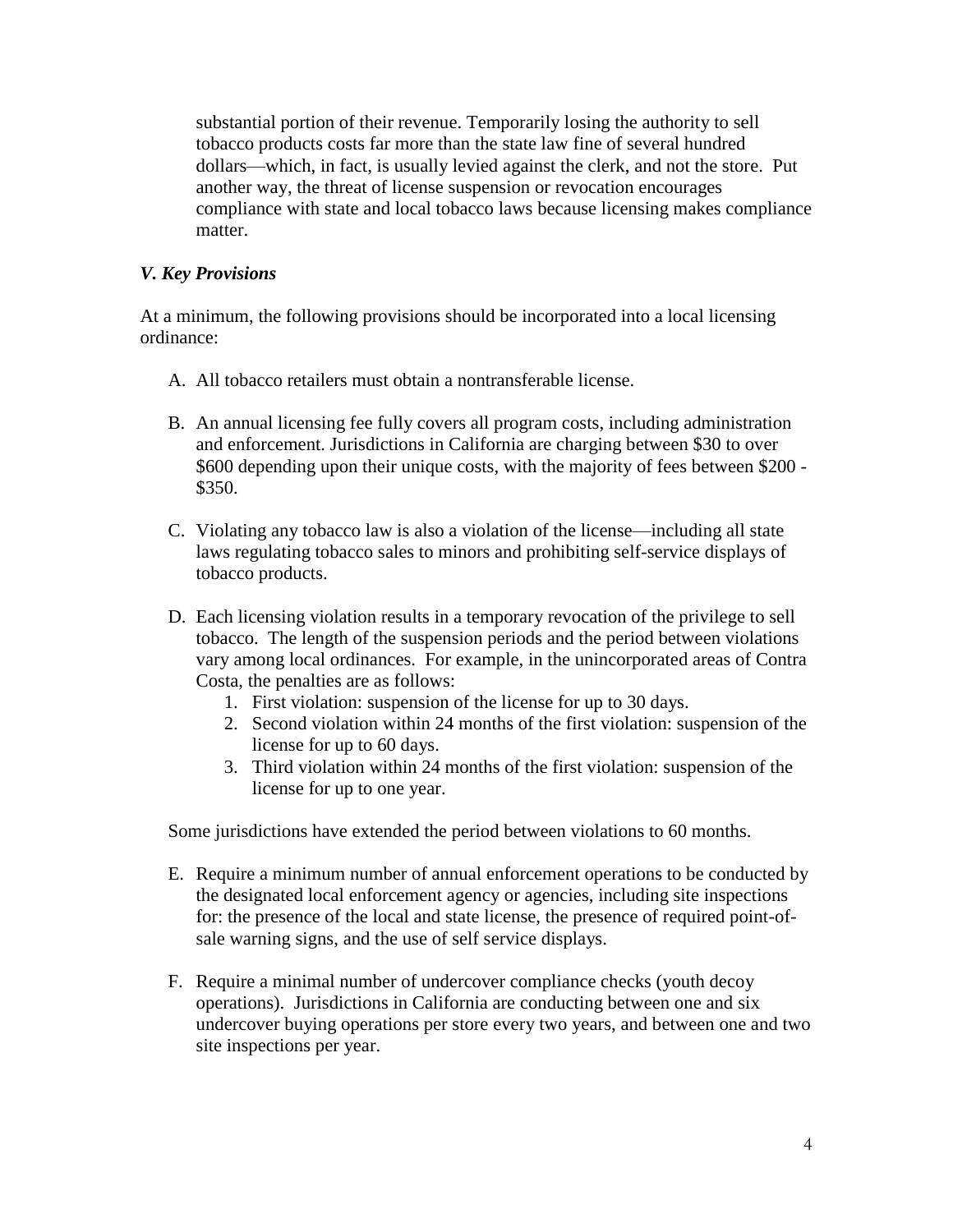substantial portion of their revenue. Temporarily losing the authority to sell tobacco products costs far more than the state law fine of several hundred dollars—which, in fact, is usually levied against the clerk, and not the store. Put another way, the threat of license suspension or revocation encourages compliance with state and local tobacco laws because licensing makes compliance matter.

### *V. Key Provisions*

At a minimum, the following provisions should be incorporated into a local licensing ordinance:

A. All tobacco retailers must obtain a nontransferable license.

B. An annual licensing fee fully covers all program costs, including administration and enforcement. Jurisdictions in California are charging between $30 to over $600 depending upon their unique costs, with the majority of fees between $200 - $350.

C. Violating any tobacco law is also a violation of the license—including all state laws regulating tobacco sales to minors and prohibiting self-service displays of tobacco products.

D. Each licensing violation results in a temporary revocation of the privilege to sell tobacco. The length of the suspension periods and the period between violations vary among local ordinances. For example, in the unincorporated areas of Contra Costa, the penalties are as follows:
   1. First violation: suspension of the license for up to 30 days.
   2. Second violation within 24 months of the first violation: suspension of the license for up to 60 days.
   3. Third violation within 24 months of the first violation: suspension of the license for up to one year.

Some jurisdictions have extended the period between violations to 60 months.

E. Require a minimum number of annual enforcement operations to be conducted by the designated local enforcement agency or agencies, including site inspections for: the presence of the local and state license, the presence of required point-of-sale warning signs, and the use of self service displays.

F. Require a minimal number of undercover compliance checks (youth decoy operations). Jurisdictions in California are conducting between one and six undercover buying operations per store every two years, and between one and two site inspections per year.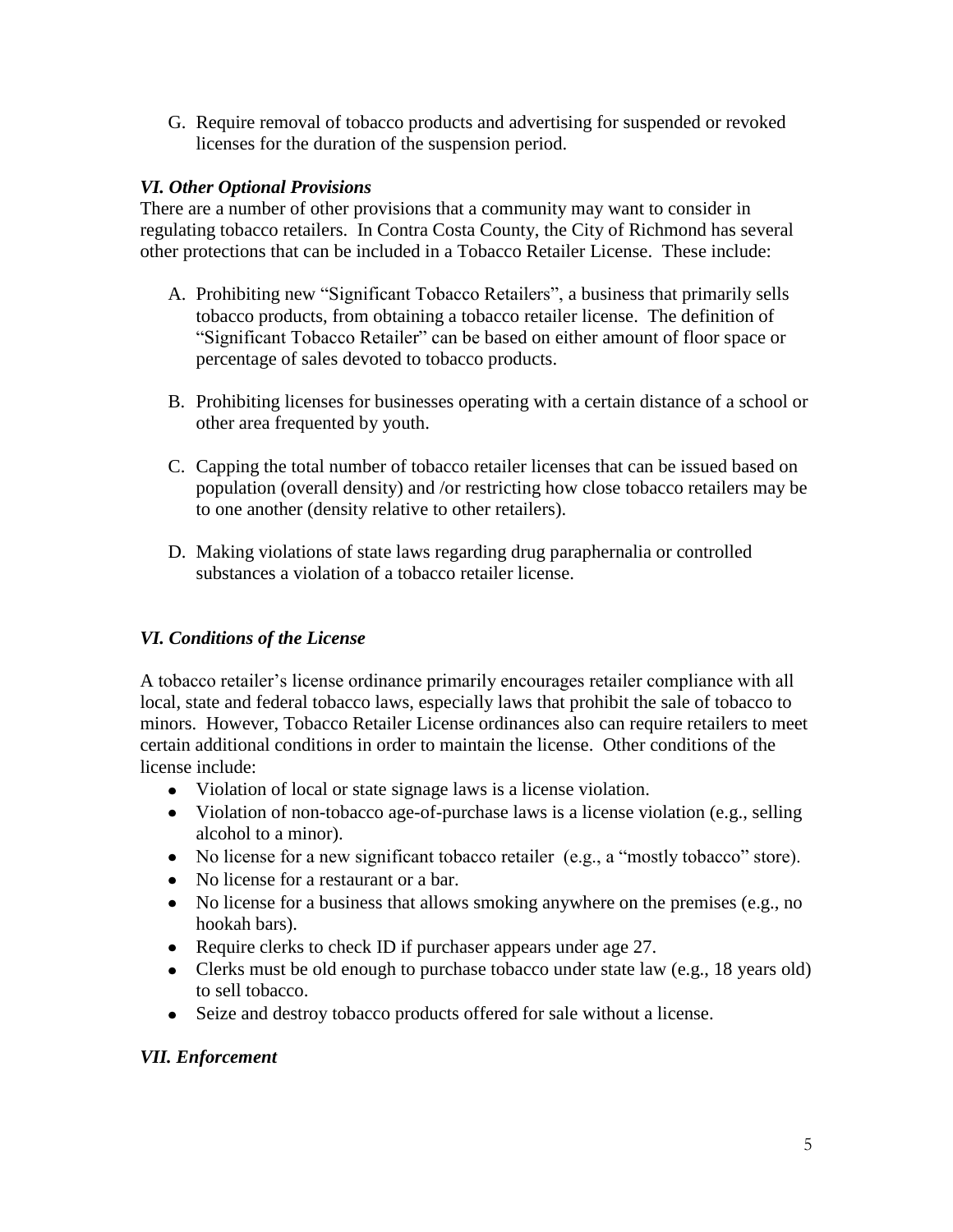G. Require removal of tobacco products and advertising for suspended or revoked licenses for the duration of the suspension period.

### *VI. Other Optional Provisions*

There are a number of other provisions that a community may want to consider in regulating tobacco retailers. In Contra Costa County, the City of Richmond has several other protections that can be included in a Tobacco Retailer License. These include:

A. Prohibiting new "Significant Tobacco Retailers", a business that primarily sells tobacco products, from obtaining a tobacco retailer license. The definition of "Significant Tobacco Retailer" can be based on either amount of floor space or percentage of sales devoted to tobacco products.

B. Prohibiting licenses for businesses operating with a certain distance of a school or other area frequented by youth.

C. Capping the total number of tobacco retailer licenses that can be issued based on population (overall density) and /or restricting how close tobacco retailers may be to one another (density relative to other retailers).

D. Making violations of state laws regarding drug paraphernalia or controlled substances a violation of a tobacco retailer license.

### *VI. Conditions of the License*

A tobacco retailer's license ordinance primarily encourages retailer compliance with all local, state and federal tobacco laws, especially laws that prohibit the sale of tobacco to minors. However, Tobacco Retailer License ordinances also can require retailers to meet certain additional conditions in order to maintain the license. Other conditions of the license include:

- Violation of local or state signage laws is a license violation.
- Violation of non-tobacco age-of-purchase laws is a license violation (e.g., selling alcohol to a minor).
- No license for a new significant tobacco retailer (e.g., a "mostly tobacco" store).
- No license for a restaurant or a bar.
- No license for a business that allows smoking anywhere on the premises (e.g., no hookah bars).
- Require clerks to check ID if purchaser appears under age 27.
- Clerks must be old enough to purchase tobacco under state law (e.g., 18 years old) to sell tobacco.
- Seize and destroy tobacco products offered for sale without a license.

### *VII. Enforcement*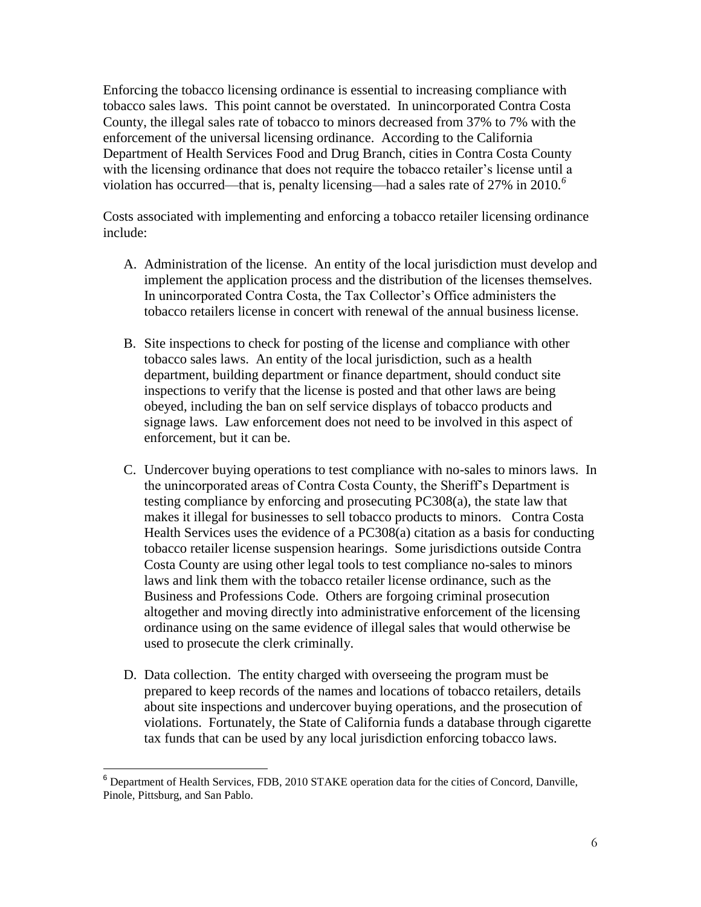Enforcing the tobacco licensing ordinance is essential to increasing compliance with tobacco sales laws. This point cannot be overstated. In unincorporated Contra Costa County, the illegal sales rate of tobacco to minors decreased from 37% to 7% with the enforcement of the universal licensing ordinance. According to the California Department of Health Services Food and Drug Branch, cities in Contra Costa County with the licensing ordinance that does not require the tobacco retailer's license until a violation has occurred—that is, penalty licensing—had a sales rate of 27% in 2010.[6]

Costs associated with implementing and enforcing a tobacco retailer licensing ordinance include:

A. Administration of the license. An entity of the local jurisdiction must develop and implement the application process and the distribution of the licenses themselves. In unincorporated Contra Costa, the Tax Collector's Office administers the tobacco retailers license in concert with renewal of the annual business license.

B. Site inspections to check for posting of the license and compliance with other tobacco sales laws. An entity of the local jurisdiction, such as a health department, building department or finance department, should conduct site inspections to verify that the license is posted and that other laws are being obeyed, including the ban on self service displays of tobacco products and signage laws. Law enforcement does not need to be involved in this aspect of enforcement, but it can be.

C. Undercover buying operations to test compliance with no-sales to minors laws. In the unincorporated areas of Contra Costa County, the Sheriff's Department is testing compliance by enforcing and prosecuting PC308(a), the state law that makes it illegal for businesses to sell tobacco products to minors. Contra Costa Health Services uses the evidence of a PC308(a) citation as a basis for conducting tobacco retailer license suspension hearings. Some jurisdictions outside Contra Costa County are using other legal tools to test compliance no-sales to minors laws and link them with the tobacco retailer license ordinance, such as the Business and Professions Code. Others are forgoing criminal prosecution altogether and moving directly into administrative enforcement of the licensing ordinance using on the same evidence of illegal sales that would otherwise be used to prosecute the clerk criminally.

D. Data collection. The entity charged with overseeing the program must be prepared to keep records of the names and locations of tobacco retailers, details about site inspections and undercover buying operations, and the prosecution of violations. Fortunately, the State of California funds a database through cigarette tax funds that can be used by any local jurisdiction enforcing tobacco laws.

---

[6] Department of Health Services, FDB, 2010 STAKE operation data for the cities of Concord, Danville, Pinole, Pittsburg, and San Pablo.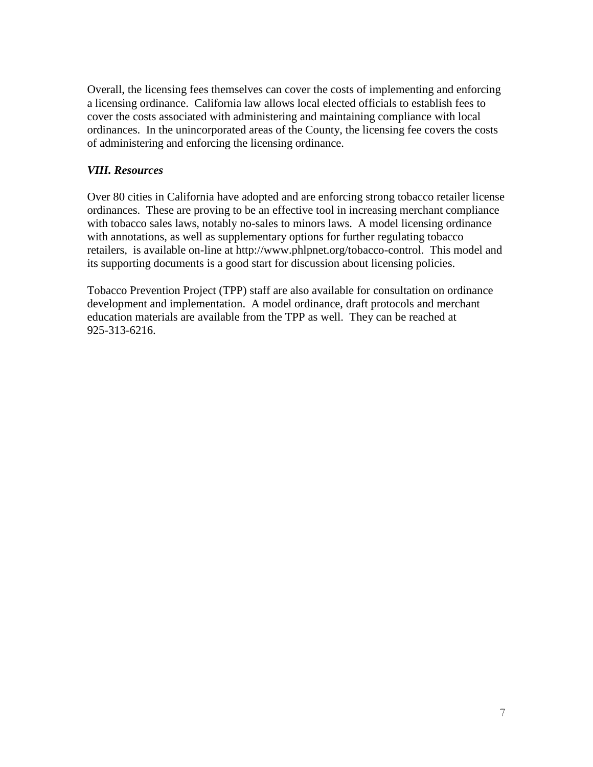Overall, the licensing fees themselves can cover the costs of implementing and enforcing a licensing ordinance. California law allows local elected officials to establish fees to cover the costs associated with administering and maintaining compliance with local ordinances. In the unincorporated areas of the County, the licensing fee covers the costs of administering and enforcing the licensing ordinance.

### *VIII. Resources*

Over 80 cities in California have adopted and are enforcing strong tobacco retailer license ordinances. These are proving to be an effective tool in increasing merchant compliance with tobacco sales laws, notably no-sales to minors laws. A model licensing ordinance with annotations, as well as supplementary options for further regulating tobacco retailers, is available on-line at http://www.phlpnet.org/tobacco-control. This model and its supporting documents is a good start for discussion about licensing policies.

Tobacco Prevention Project (TPP) staff are also available for consultation on ordinance development and implementation. A model ordinance, draft protocols and merchant education materials are available from the TPP as well. They can be reached at 925-313-6216.